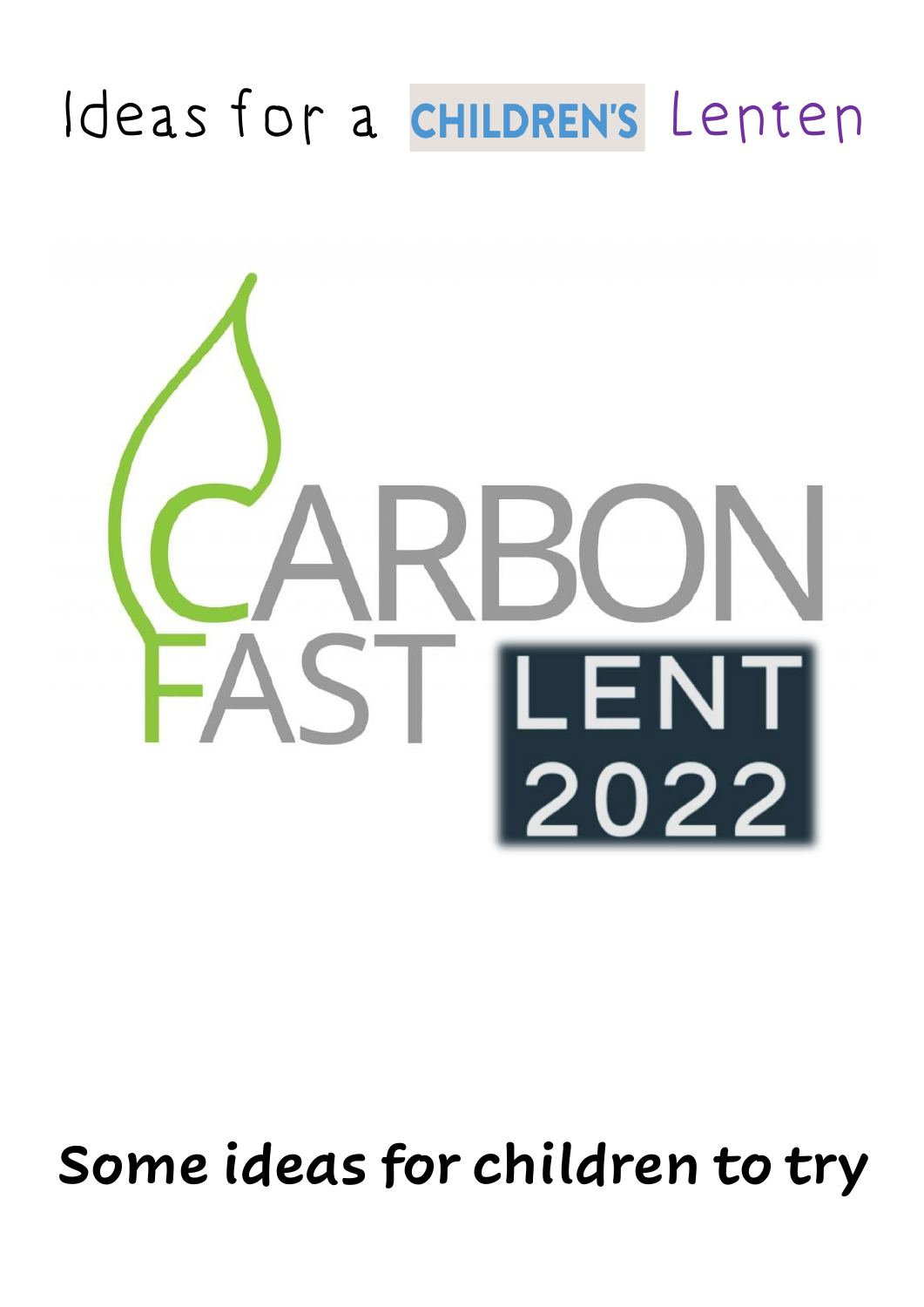# Ideas for a CHILDREN'S Lenten

# CARBON FAST LENT 2022

**Some ideas for children to try**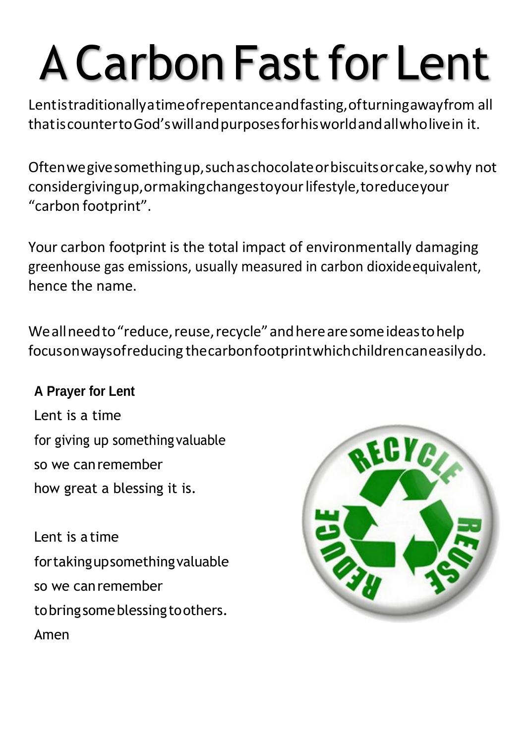# A Carbon Fast for Lent

Lent is traditionally a time of repentance and fasting, of turning away from all that is counter to God's will and purposes for his world and all who live in it.

Often we give something up, such as chocolate or biscuits or cake, so why not consider giving up, or making changes to your lifestyle, to reduce your "carbon footprint".

Your carbon footprint is the total impact of environmentally damaging greenhouse gas emissions, usually measured in carbon dioxide equivalent, hence the name.

We all need to "reduce, reuse, recycle" and here are some ideas to help focus on ways of reducing the carbon footprint which children can easily do.

**A Prayer for Lent**

Lent is a time
for giving up something valuable
so we can remember
how great a blessing it is.

Lent is a time
for taking up something valuable
so we can remember
to bring some blessing to others.
Amen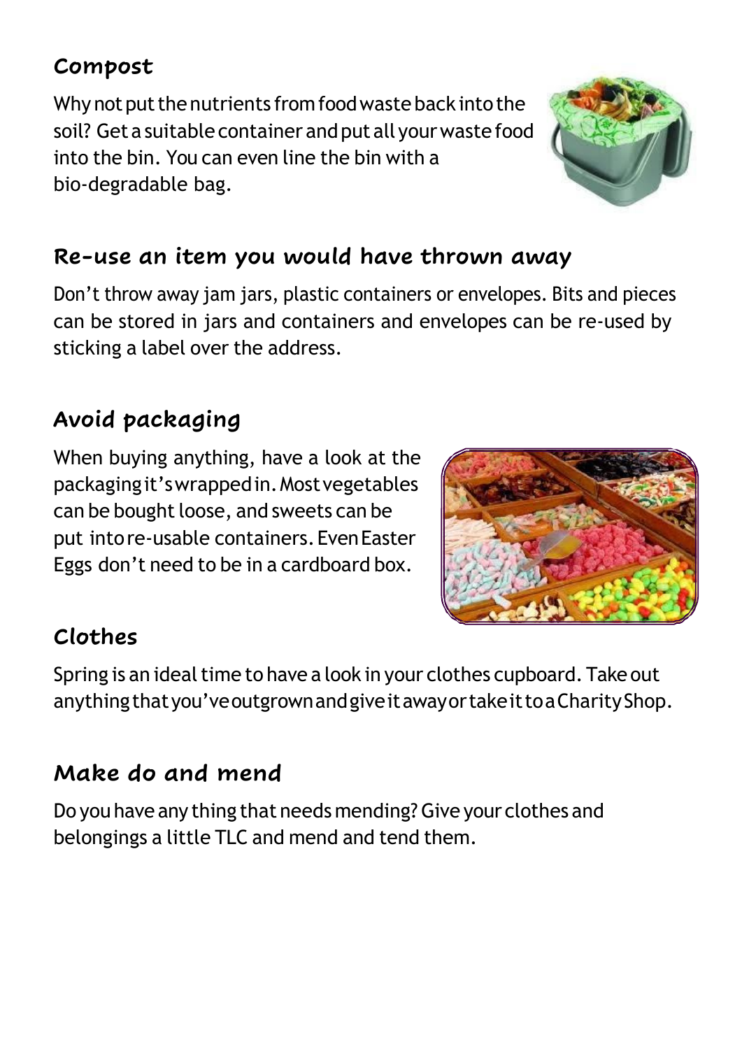## Compost

Why not put the nutrients from food waste back into the soil? Get a suitable container and put all your waste food into the bin. You can even line the bin with a bio-degradable bag.

## Re-use an item you would have thrown away

Don't throw away jam jars, plastic containers or envelopes. Bits and pieces can be stored in jars and containers and envelopes can be re-used by sticking a label over the address.

## Avoid packaging

When buying anything, have a look at the packaging it's wrapped in. Most vegetables can be bought loose, and sweets can be put into re-usable containers. Even Easter Eggs don't need to be in a cardboard box.

## Clothes

Spring is an ideal time to have a look in your clothes cupboard. Take out anything that you've outgrown and give it away or take it to a Charity Shop.

## Make do and mend

Do you have any thing that needs mending? Give your clothes and belongings a little TLC and mend and tend them.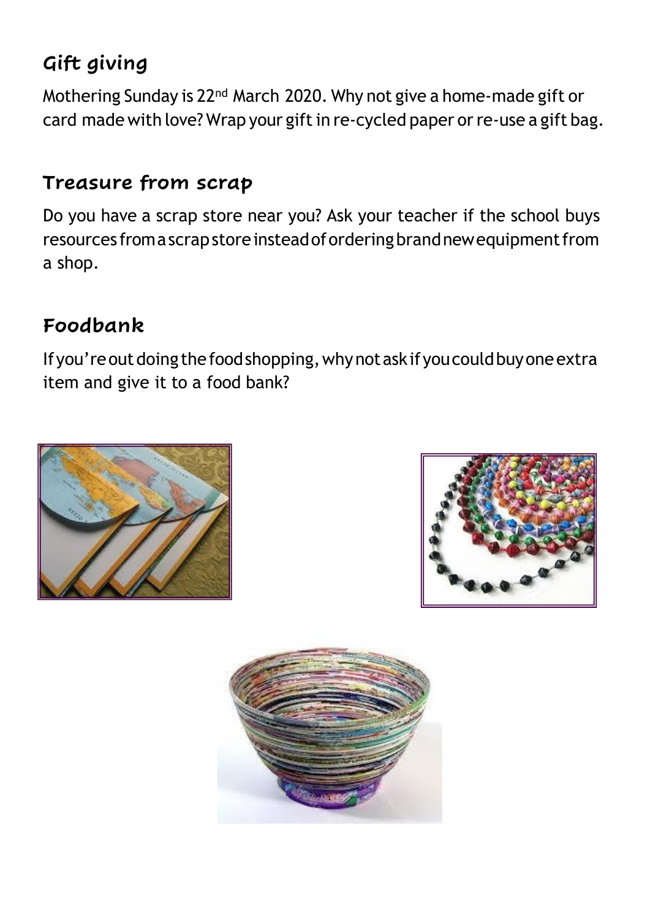## Gift giving

Mothering Sunday is 22nd March 2020. Why not give a home-made gift or card made with love? Wrap your gift in re-cycled paper or re-use a gift bag.

## Treasure from scrap

Do you have a scrap store near you? Ask your teacher if the school buys resources from a scrap store instead of ordering brand new equipment from a shop.

## Foodbank

If you're out doing the food shopping, why not ask if you could buy one extra item and give it to a food bank?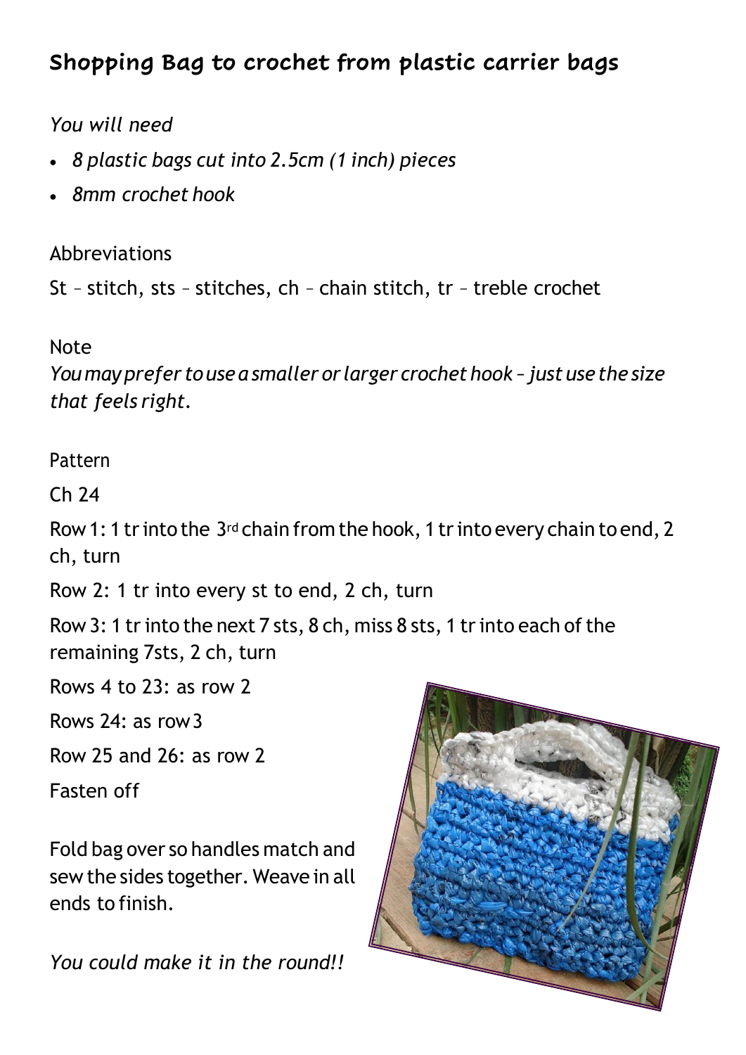## Shopping Bag to crochet from plastic carrier bags

*You will need*

- *8 plastic bags cut into 2.5cm (1 inch) pieces*
- *8mm crochet hook*

Abbreviations

St – stitch, sts – stitches, ch – chain stitch, tr – treble crochet

Note

*You may prefer to use a smaller or larger crochet hook – just use the size that feels right.*

Pattern

Ch 24

Row 1: 1 tr into the 3rd chain from the hook, 1 tr into every chain to end, 2 ch, turn

Row 2: 1 tr into every st to end, 2 ch, turn

Row 3: 1 tr into the next 7 sts, 8 ch, miss 8 sts, 1 tr into each of the remaining 7sts, 2 ch, turn

Rows 4 to 23: as row 2

Rows 24: as row 3

Row 25 and 26: as row 2

Fasten off

Fold bag over so handles match and sew the sides together. Weave in all ends to finish.

*You could make it in the round!!*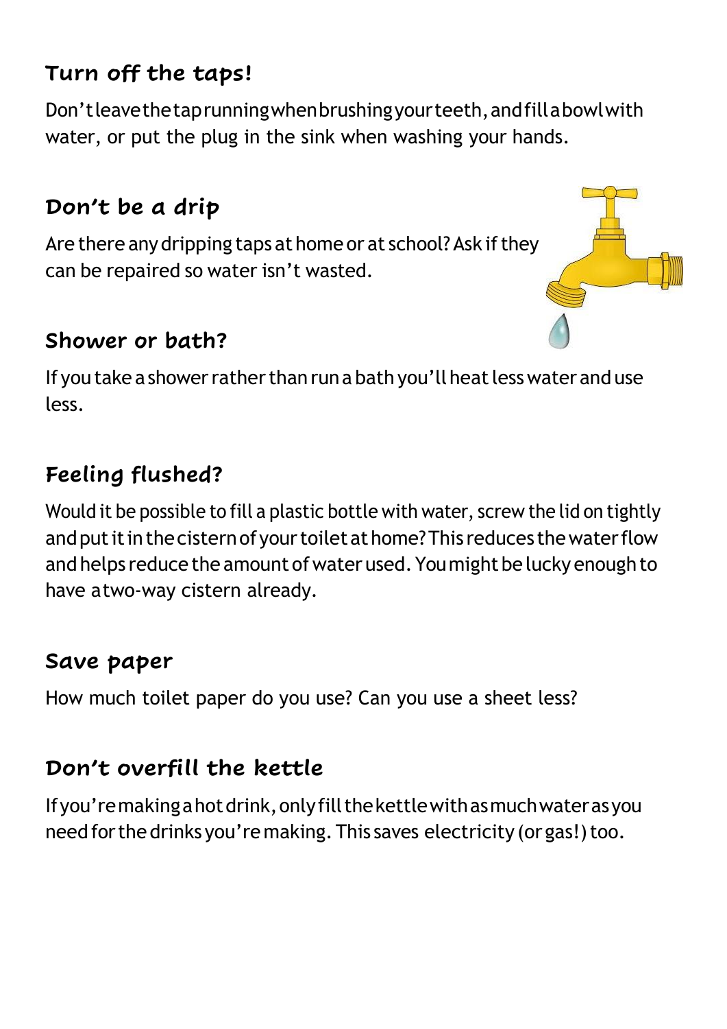## Turn off the taps!

Don't leave the tap running when brushing your teeth, and fill a bowl with water, or put the plug in the sink when washing your hands.

## Don't be a drip

Are there any dripping taps at home or at school? Ask if they can be repaired so water isn't wasted.

## Shower or bath?

If you take a shower rather than run a bath you'll heat less water and use less.

## Feeling flushed?

Would it be possible to fill a plastic bottle with water, screw the lid on tightly and put it in the cistern of your toilet at home? This reduces the water flow and helps reduce the amount of water used. You might be lucky enough to have a two-way cistern already.

## Save paper

How much toilet paper do you use? Can you use a sheet less?

## Don't overfill the kettle

If you're making a hot drink, only fill the kettle with as much water as you need for the drinks you're making. This saves electricity (or gas!) too.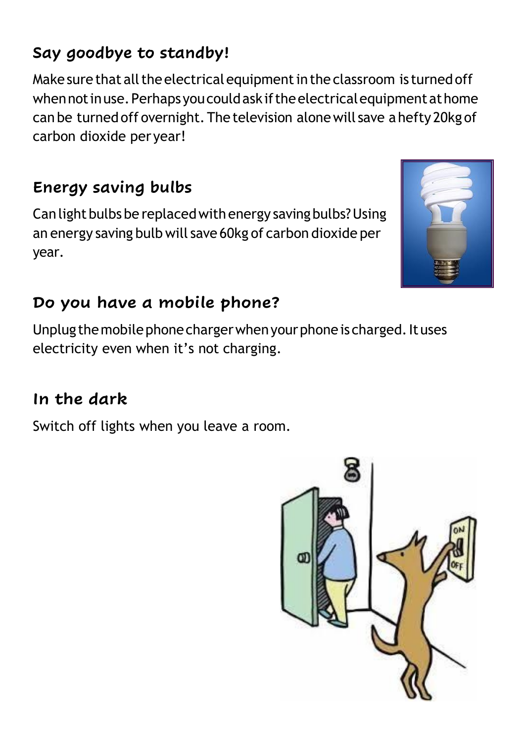## Say goodbye to standby!

Make sure that all the electrical equipment in the classroom is turned off when not in use. Perhaps you could ask if the electrical equipment at home can be turned off overnight. The television alone will save a hefty 20kg of carbon dioxide per year!

## Energy saving bulbs

Can light bulbs be replaced with energy saving bulbs? Using an energy saving bulb will save 60kg of carbon dioxide per year.

## Do you have a mobile phone?

Unplug the mobile phone charger when your phone is charged. It uses electricity even when it's not charging.

## In the dark

Switch off lights when you leave a room.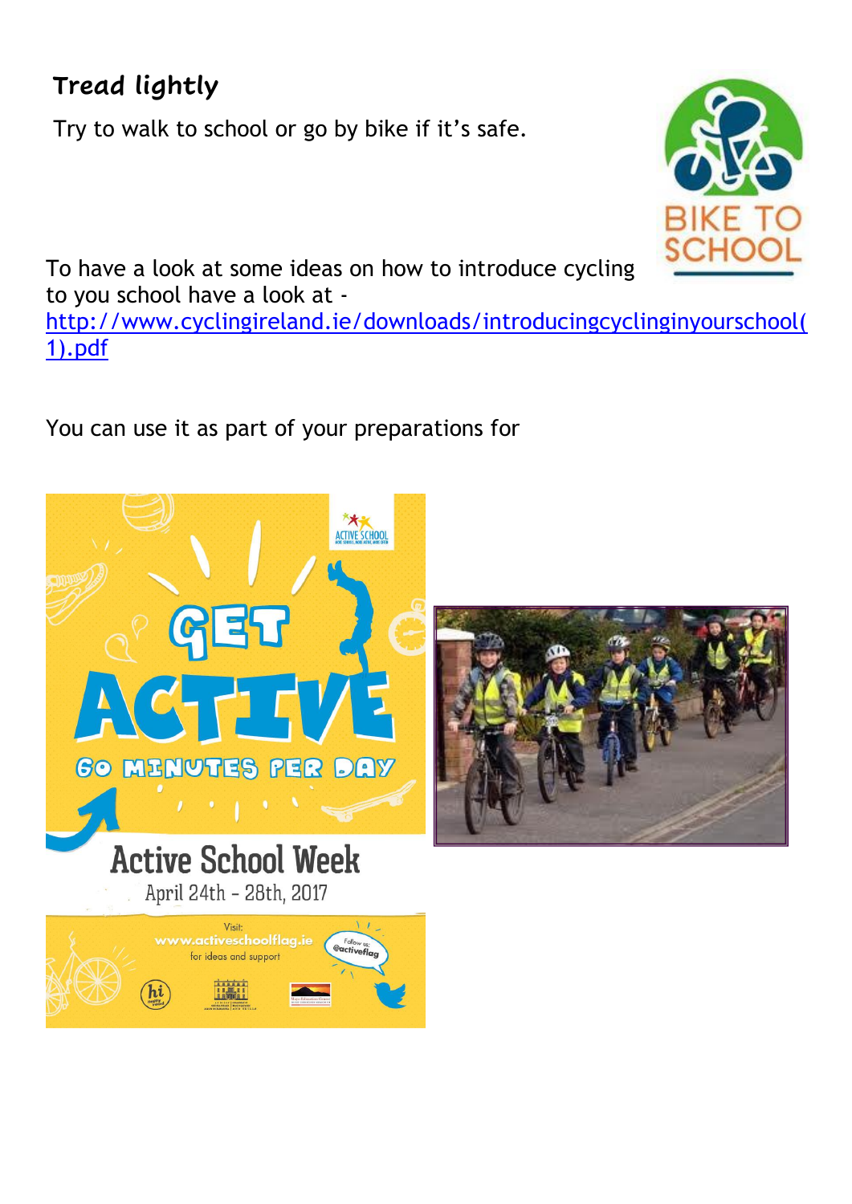## Tread lightly

Try to walk to school or go by bike if it's safe.

BIKE TO SCHOOL

To have a look at some ideas on how to introduce cycling to you school have a look at - http://www.cyclingireland.ie/downloads/introducingcyclinginyourschool(1).pdf

You can use it as part of your preparations for

GET ACTIVE

60 MINUTES PER DAY

Active School Week

April 24th – 28th, 2017

Visit: www.activeschoolflag.ie for ideas and support

Follow us: @activeflag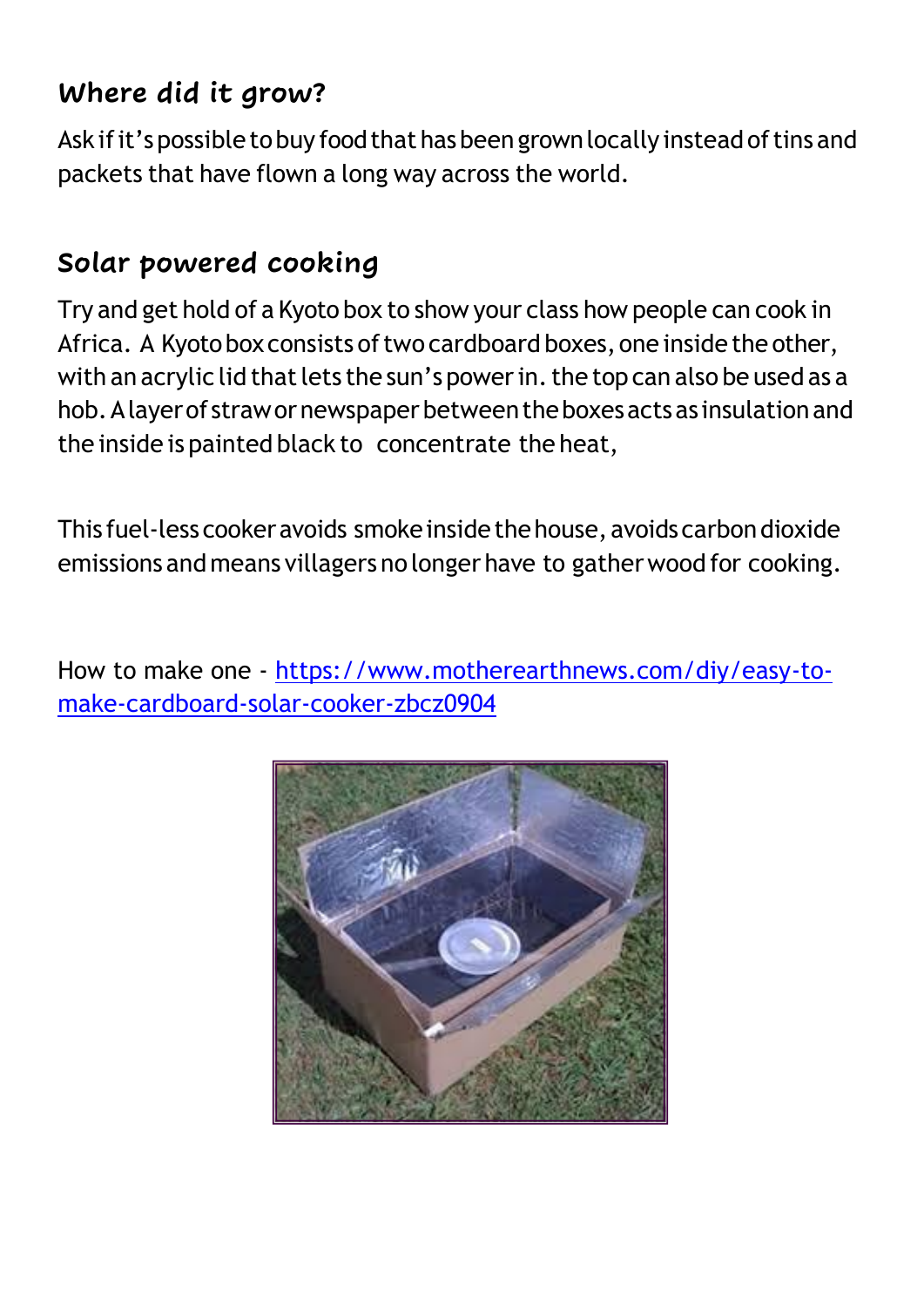## Where did it grow?

Ask if it's possible to buy food that has been grown locally instead of tins and packets that have flown a long way across the world.

## Solar powered cooking

Try and get hold of a Kyoto box to show your class how people can cook in Africa. A Kyoto box consists of two cardboard boxes, one inside the other, with an acrylic lid that lets the sun's power in. the top can also be used as a hob. A layer of straw or newspaper between the boxes acts as insulation and the inside is painted black to concentrate the heat,

This fuel-less cooker avoids smoke inside the house, avoids carbon dioxide emissions and means villagers no longer have to gather wood for cooking.

How to make one - [https://www.motherearthnews.com/diy/easy-to-make-cardboard-solar-cooker-zbcz0904](https://www.motherearthnews.com/diy/easy-to-make-cardboard-solar-cooker-zbcz0904)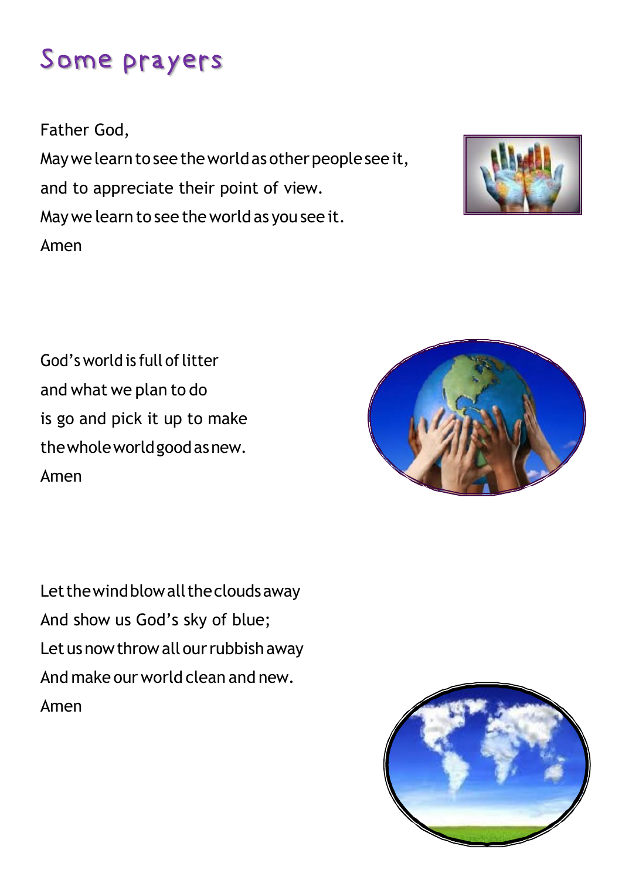# Some prayers

Father God,
May we learn to see the world as other people see it,
and to appreciate their point of view.
May we learn to see the world as you see it.
Amen

God's world is full of litter
and what we plan to do
is go and pick it up to make
the whole world good as new.
Amen

Let the wind blow all the clouds away
And show us God's sky of blue;
Let us now throw all our rubbish away
And make our world clean and new.
Amen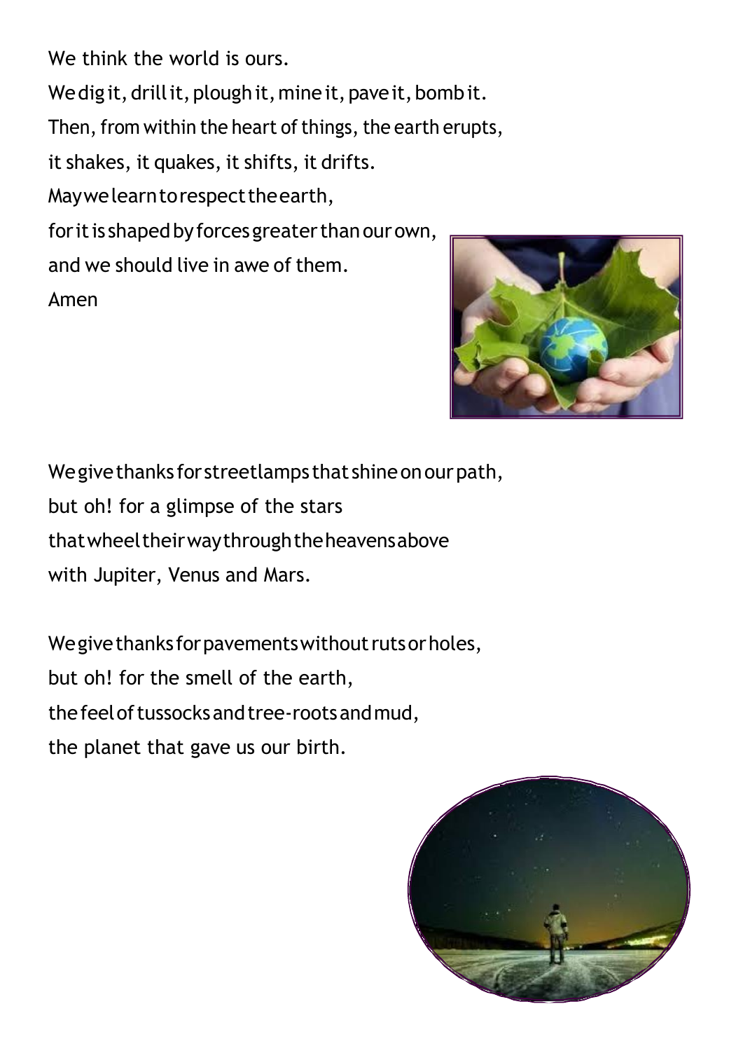We think the world is ours.  
We dig it, drill it, plough it, mine it, pave it, bomb it.  
Then, from within the heart of things, the earth erupts,  
it shakes, it quakes, it shifts, it drifts.  
May we learn to respect the earth,  
for it is shaped by forces greater than our own,  
and we should live in awe of them.  
Amen

We give thanks for streetlamps that shine on our path,  
but oh! for a glimpse of the stars  
that wheel their way through the heavens above  
with Jupiter, Venus and Mars.

We give thanks for pavements without ruts or holes,  
but oh! for the smell of the earth,  
the feel of tussocks and tree-roots and mud,  
the planet that gave us our birth.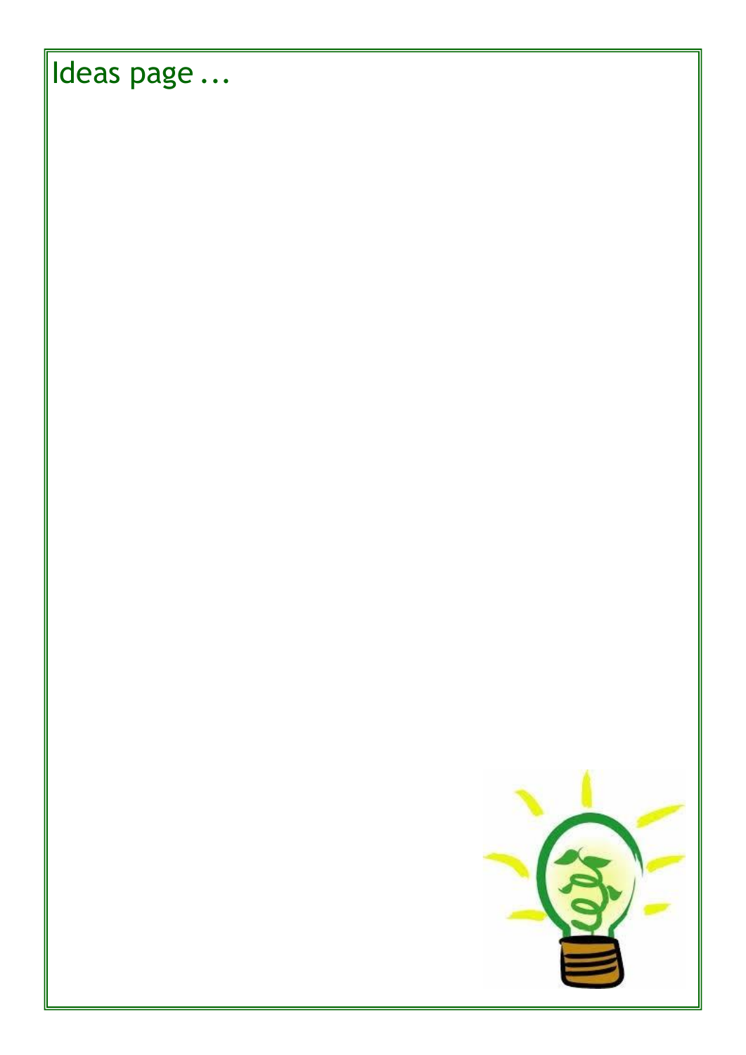Ideas page …